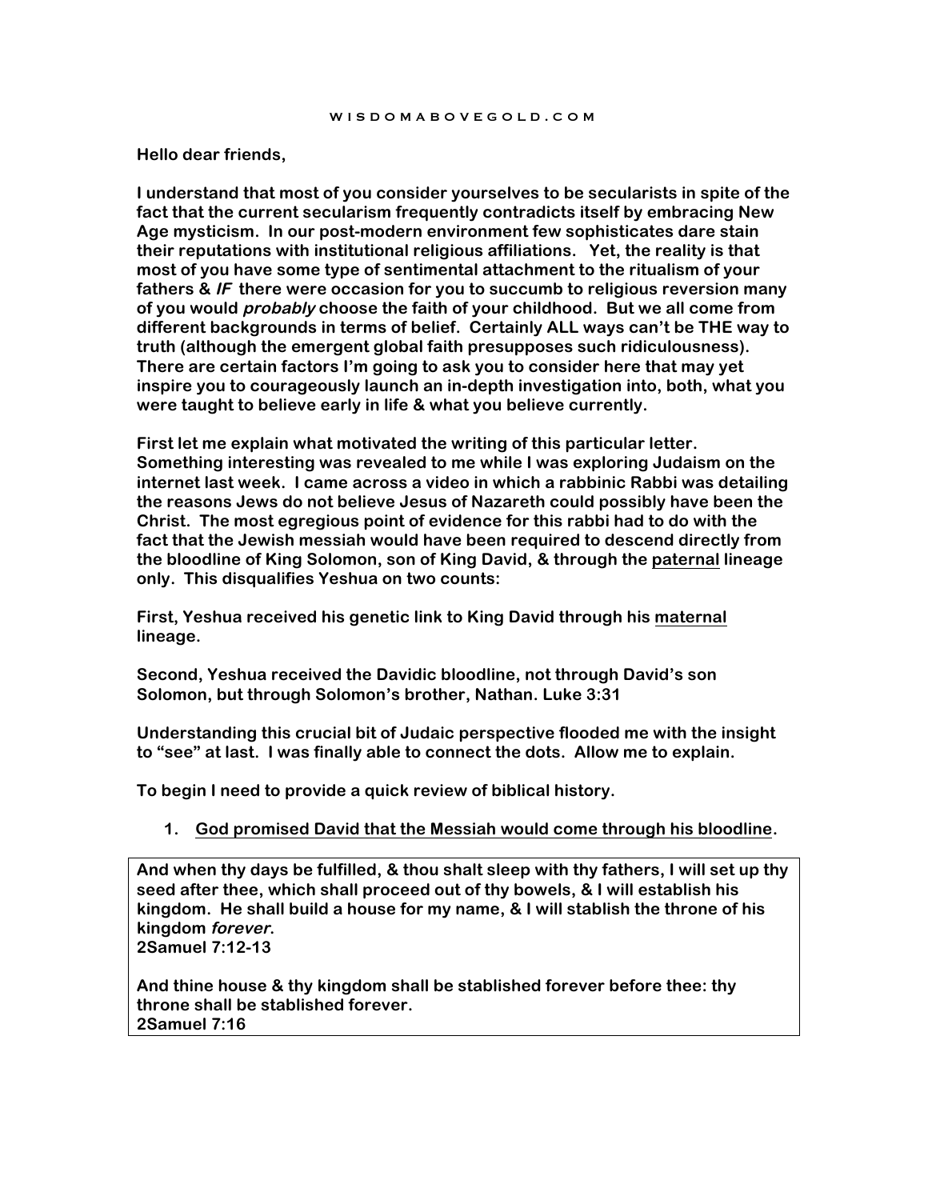WISDOMABOVEGOLD.COM

**Hello dear friends,**

**I understand that most of you consider yourselves to be secularists in spite of the fact that the current secularism frequently contradicts itself by embracing New Age mysticism. In our post-modern environment few sophisticates dare stain their reputations with institutional religious affiliations. Yet, the reality is that most of you have some type of sentimental attachment to the ritualism of your fathers & *IF* there were occasion for you to succumb to religious reversion many of you would *probably* choose the faith of your childhood. But we all come from different backgrounds in terms of belief. Certainly ALL ways can't be THE way to truth (although the emergent global faith presupposes such ridiculousness). There are certain factors I'm going to ask you to consider here that may yet inspire you to courageously launch an in-depth investigation into, both, what you were taught to believe early in life & what you believe currently.**

**First let me explain what motivated the writing of this particular letter. Something interesting was revealed to me while I was exploring Judaism on the internet last week. I came across a video in which a rabbinic Rabbi was detailing the reasons Jews do not believe Jesus of Nazareth could possibly have been the Christ. The most egregious point of evidence for this rabbi had to do with the fact that the Jewish messiah would have been required to descend directly from the bloodline of King Solomon, son of King David, & through the <u>paternal</u> lineage only. This disqualifies Yeshua on two counts:**

**First, Yeshua received his genetic link to King David through his <u>maternal</u> lineage.**

**Second, Yeshua received the Davidic bloodline, not through David's son Solomon, but through Solomon's brother, Nathan. Luke 3:31**

**Understanding this crucial bit of Judaic perspective flooded me with the insight to "see" at last. I was finally able to connect the dots. Allow me to explain.**

**To begin I need to provide a quick review of biblical history.**

1. **<u>God promised David that the Messiah would come through his bloodline</u>.**

> **And when thy days be fulfilled, & thou shalt sleep with thy fathers, I will set up thy seed after thee, which shall proceed out of thy bowels, & I will establish his kingdom. He shall build a house for my name, & I will stablish the throne of his kingdom *forever*.**
> **2Samuel 7:12-13**
>
> **And thine house & thy kingdom shall be stablished forever before thee: thy throne shall be stablished forever.**
> **2Samuel 7:16**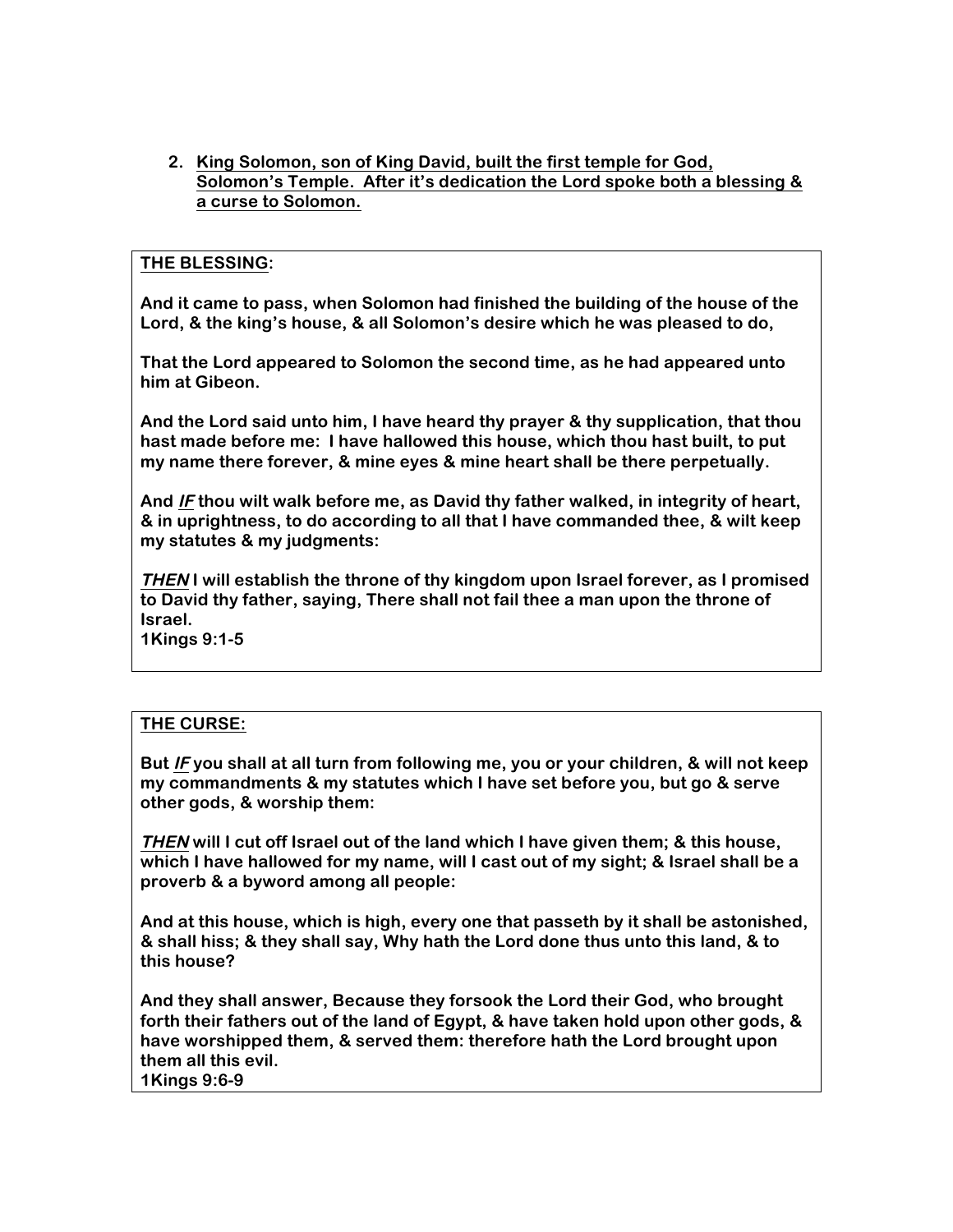2. **<u>King Solomon, son of King David, built the first temple for God, Solomon's Temple. After it's dedication the Lord spoke both a blessing & a curse to Solomon.</u>**

**<u>THE BLESSING</u>:**

**And it came to pass, when Solomon had finished the building of the house of the Lord, & the king's house, & all Solomon's desire which he was pleased to do,**

**That the Lord appeared to Solomon the second time, as he had appeared unto him at Gibeon.**

**And the Lord said unto him, I have heard thy prayer & thy supplication, that thou hast made before me: I have hallowed this house, which thou hast built, to put my name there forever, & mine eyes & mine heart shall be there perpetually.**

**And *<u>IF</u>* thou wilt walk before me, as David thy father walked, in integrity of heart, & in uprightness, to do according to all that I have commanded thee, & wilt keep my statutes & my judgments:**

***<u>THEN</u>* I will establish the throne of thy kingdom upon Israel forever, as I promised to David thy father, saying, There shall not fail thee a man upon the throne of Israel.**
**1Kings 9:1-5**

**<u>THE CURSE:</u>**

**But *<u>IF</u>* you shall at all turn from following me, you or your children, & will not keep my commandments & my statutes which I have set before you, but go & serve other gods, & worship them:**

***<u>THEN</u>* will I cut off Israel out of the land which I have given them; & this house, which I have hallowed for my name, will I cast out of my sight; & Israel shall be a proverb & a byword among all people:**

**And at this house, which is high, every one that passeth by it shall be astonished, & shall hiss; & they shall say, Why hath the Lord done thus unto this land, & to this house?**

**And they shall answer, Because they forsook the Lord their God, who brought forth their fathers out of the land of Egypt, & have taken hold upon other gods, & have worshipped them, & served them: therefore hath the Lord brought upon them all this evil.**
**1Kings 9:6-9**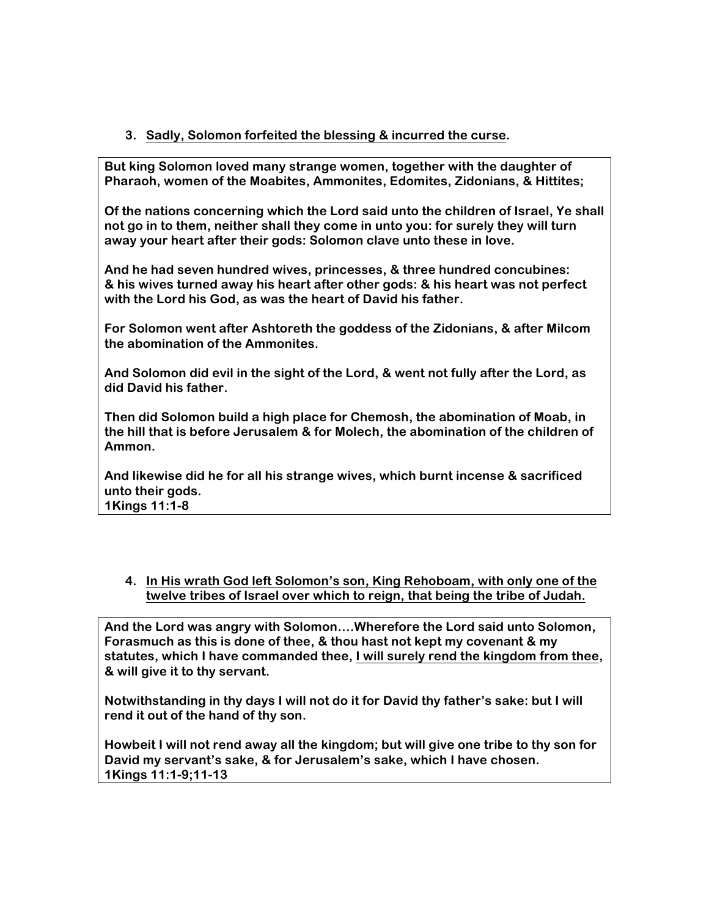3. **<u>Sadly, Solomon forfeited the blessing & incurred the curse</u>.**

> **But king Solomon loved many strange women, together with the daughter of Pharaoh, women of the Moabites, Ammonites, Edomites, Zidonians, & Hittites;**
>
> **Of the nations concerning which the Lord said unto the children of Israel, Ye shall not go in to them, neither shall they come in unto you: for surely they will turn away your heart after their gods: Solomon clave unto these in love.**
>
> **And he had seven hundred wives, princesses, & three hundred concubines: & his wives turned away his heart after other gods: & his heart was not perfect with the Lord his God, as was the heart of David his father.**
>
> **For Solomon went after Ashtoreth the goddess of the Zidonians, & after Milcom the abomination of the Ammonites.**
>
> **And Solomon did evil in the sight of the Lord, & went not fully after the Lord, as did David his father.**
>
> **Then did Solomon build a high place for Chemosh, the abomination of Moab, in the hill that is before Jerusalem & for Molech, the abomination of the children of Ammon.**
>
> **And likewise did he for all his strange wives, which burnt incense & sacrificed unto their gods.**
> **1Kings 11:1-8**

4. **<u>In His wrath God left Solomon's son, King Rehoboam, with only one of the twelve tribes of Israel over which to reign, that being the tribe of Judah.</u>**

> **And the Lord was angry with Solomon….Wherefore the Lord said unto Solomon, Forasmuch as this is done of thee, & thou hast not kept my covenant & my statutes, which I have commanded thee, <u>I will surely rend the kingdom from thee</u>, & will give it to thy servant.**
>
> **Notwithstanding in thy days I will not do it for David thy father's sake: but I will rend it out of the hand of thy son.**
>
> **Howbeit I will not rend away all the kingdom; but will give one tribe to thy son for David my servant's sake, & for Jerusalem's sake, which I have chosen.**
> **1Kings 11:1-9;11-13**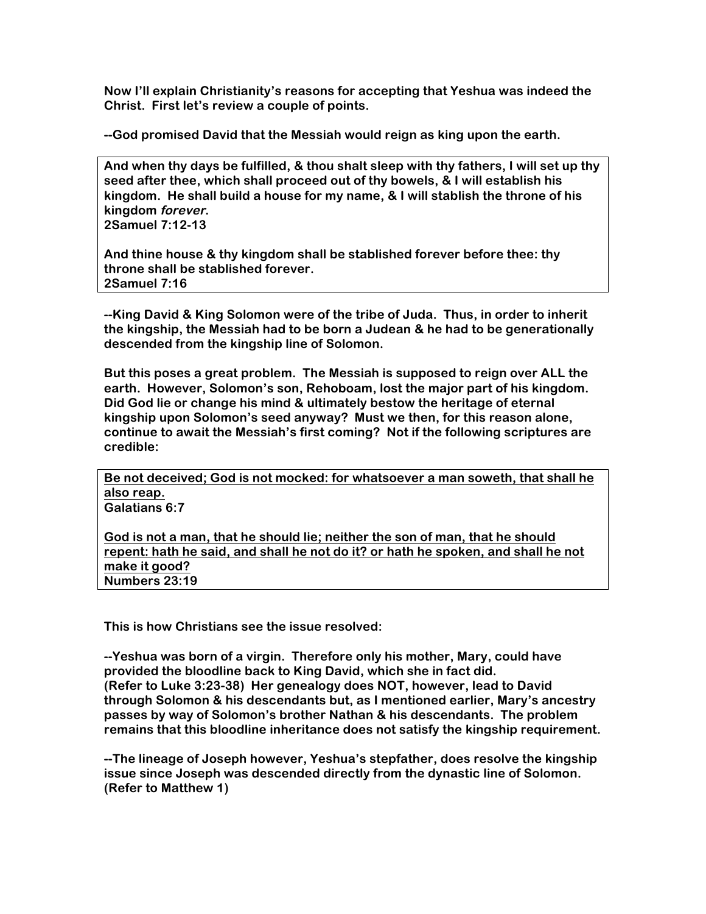**Now I'll explain Christianity's reasons for accepting that Yeshua was indeed the Christ. First let's review a couple of points.**

**--God promised David that the Messiah would reign as king upon the earth.**

> **And when thy days be fulfilled, & thou shalt sleep with thy fathers, I will set up thy seed after thee, which shall proceed out of thy bowels, & I will establish his kingdom. He shall build a house for my name, & I will stablish the throne of his kingdom *forever*.**
> **2Samuel 7:12-13**
>
> **And thine house & thy kingdom shall be stablished forever before thee: thy throne shall be stablished forever.**
> **2Samuel 7:16**

**--King David & King Solomon were of the tribe of Juda. Thus, in order to inherit the kingship, the Messiah had to be born a Judean & he had to be generationally descended from the kingship line of Solomon.**

**But this poses a great problem. The Messiah is supposed to reign over ALL the earth. However, Solomon's son, Rehoboam, lost the major part of his kingdom. Did God lie or change his mind & ultimately bestow the heritage of eternal kingship upon Solomon's seed anyway? Must we then, for this reason alone, continue to await the Messiah's first coming? Not if the following scriptures are credible:**

> **<u>Be not deceived; God is not mocked: for whatsoever a man soweth, that shall he also reap.</u>**
> **Galatians 6:7**
>
> **<u>God is not a man, that he should lie; neither the son of man, that he should repent: hath he said, and shall he not do it? or hath he spoken, and shall he not make it good?</u>**
> **Numbers 23:19**

**This is how Christians see the issue resolved:**

**--Yeshua was born of a virgin. Therefore only his mother, Mary, could have provided the bloodline back to King David, which she in fact did. (Refer to Luke 3:23-38) Her genealogy does NOT, however, lead to David through Solomon & his descendants but, as I mentioned earlier, Mary's ancestry passes by way of Solomon's brother Nathan & his descendants. The problem remains that this bloodline inheritance does not satisfy the kingship requirement.**

**--The lineage of Joseph however, Yeshua's stepfather, does resolve the kingship issue since Joseph was descended directly from the dynastic line of Solomon. (Refer to Matthew 1)**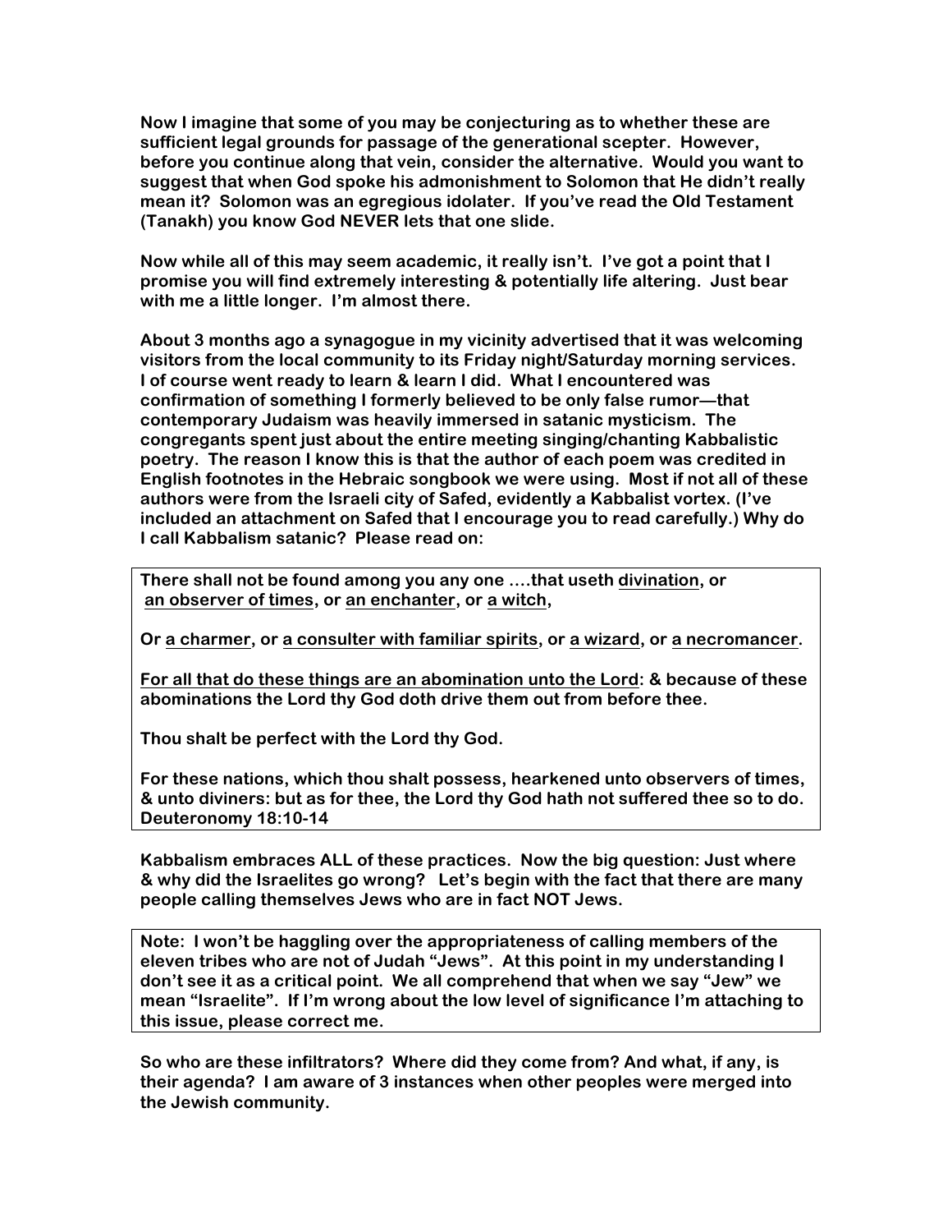**Now I imagine that some of you may be conjecturing as to whether these are sufficient legal grounds for passage of the generational scepter. However, before you continue along that vein, consider the alternative. Would you want to suggest that when God spoke his admonishment to Solomon that He didn't really mean it? Solomon was an egregious idolater. If you've read the Old Testament (Tanakh) you know God NEVER lets that one slide.**

**Now while all of this may seem academic, it really isn't. I've got a point that I promise you will find extremely interesting & potentially life altering. Just bear with me a little longer. I'm almost there.**

**About 3 months ago a synagogue in my vicinity advertised that it was welcoming visitors from the local community to its Friday night/Saturday morning services. I of course went ready to learn & learn I did. What I encountered was confirmation of something I formerly believed to be only false rumor—that contemporary Judaism was heavily immersed in satanic mysticism. The congregants spent just about the entire meeting singing/chanting Kabbalistic poetry. The reason I know this is that the author of each poem was credited in English footnotes in the Hebraic songbook we were using. Most if not all of these authors were from the Israeli city of Safed, evidently a Kabbalist vortex. (I've included an attachment on Safed that I encourage you to read carefully.) Why do I call Kabbalism satanic? Please read on:**

> **There shall not be found among you any one ....that useth <u>divination</u>, or <u>an observer of times</u>, or <u>an enchanter</u>, or <u>a witch</u>,**
>
> **Or <u>a charmer</u>, or <u>a consulter with familiar spirits</u>, or <u>a wizard</u>, or <u>a necromancer</u>.**
>
> **<u>For all that do these things are an abomination unto the Lord</u>: & because of these abominations the Lord thy God doth drive them out from before thee.**
>
> **Thou shalt be perfect with the Lord thy God.**
>
> **For these nations, which thou shalt possess, hearkened unto observers of times, & unto diviners: but as for thee, the Lord thy God hath not suffered thee so to do. Deuteronomy 18:10-14**

**Kabbalism embraces ALL of these practices. Now the big question: Just where & why did the Israelites go wrong? Let's begin with the fact that there are many people calling themselves Jews who are in fact NOT Jews.**

> **Note: I won't be haggling over the appropriateness of calling members of the eleven tribes who are not of Judah "Jews". At this point in my understanding I don't see it as a critical point. We all comprehend that when we say "Jew" we mean "Israelite". If I'm wrong about the low level of significance I'm attaching to this issue, please correct me.**

**So who are these infiltrators? Where did they come from? And what, if any, is their agenda? I am aware of 3 instances when other peoples were merged into the Jewish community.**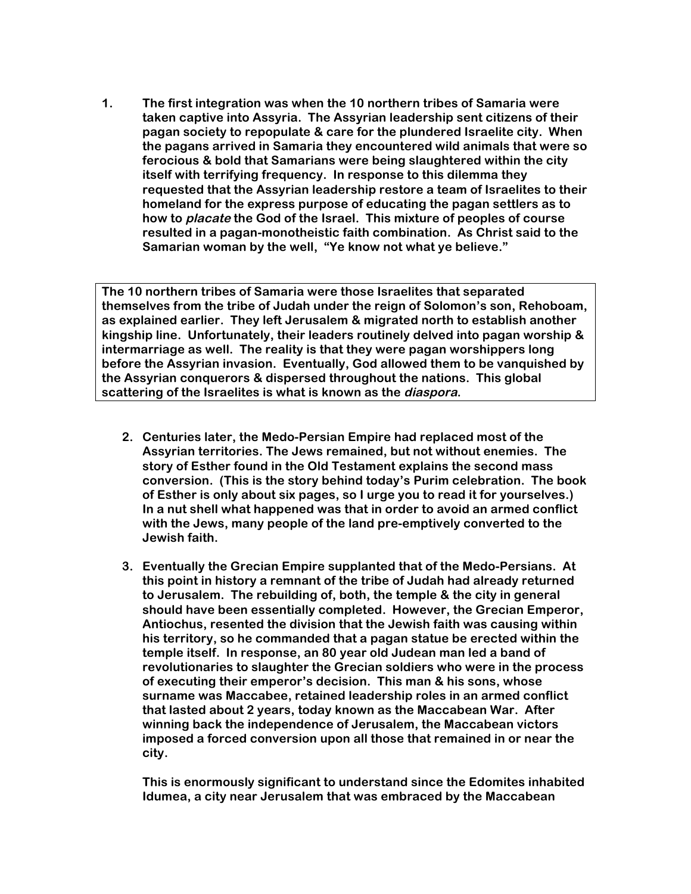1. **The first integration was when the 10 northern tribes of Samaria were taken captive into Assyria. The Assyrian leadership sent citizens of their pagan society to repopulate & care for the plundered Israelite city. When the pagans arrived in Samaria they encountered wild animals that were so ferocious & bold that Samarians were being slaughtered within the city itself with terrifying frequency. In response to this dilemma they requested that the Assyrian leadership restore a team of Israelites to their homeland for the express purpose of educating the pagan settlers as to how to *placate* the God of the Israel. This mixture of peoples of course resulted in a pagan-monotheistic faith combination. As Christ said to the Samarian woman by the well, "Ye know not what ye believe."**

**The 10 northern tribes of Samaria were those Israelites that separated themselves from the tribe of Judah under the reign of Solomon's son, Rehoboam, as explained earlier. They left Jerusalem & migrated north to establish another kingship line. Unfortunately, their leaders routinely delved into pagan worship & intermarriage as well. The reality is that they were pagan worshippers long before the Assyrian invasion. Eventually, God allowed them to be vanquished by the Assyrian conquerors & dispersed throughout the nations. This global scattering of the Israelites is what is known as the *diaspora*.**

2. **Centuries later, the Medo-Persian Empire had replaced most of the Assyrian territories. The Jews remained, but not without enemies. The story of Esther found in the Old Testament explains the second mass conversion. (This is the story behind today's Purim celebration. The book of Esther is only about six pages, so I urge you to read it for yourselves.) In a nut shell what happened was that in order to avoid an armed conflict with the Jews, many people of the land pre-emptively converted to the Jewish faith.**

3. **Eventually the Grecian Empire supplanted that of the Medo-Persians. At this point in history a remnant of the tribe of Judah had already returned to Jerusalem. The rebuilding of, both, the temple & the city in general should have been essentially completed. However, the Grecian Emperor, Antiochus, resented the division that the Jewish faith was causing within his territory, so he commanded that a pagan statue be erected within the temple itself. In response, an 80 year old Judean man led a band of revolutionaries to slaughter the Grecian soldiers who were in the process of executing their emperor's decision. This man & his sons, whose surname was Maccabee, retained leadership roles in an armed conflict that lasted about 2 years, today known as the Maccabean War. After winning back the independence of Jerusalem, the Maccabean victors imposed a forced conversion upon all those that remained in or near the city.**

   **This is enormously significant to understand since the Edomites inhabited Idumea, a city near Jerusalem that was embraced by the Maccabean**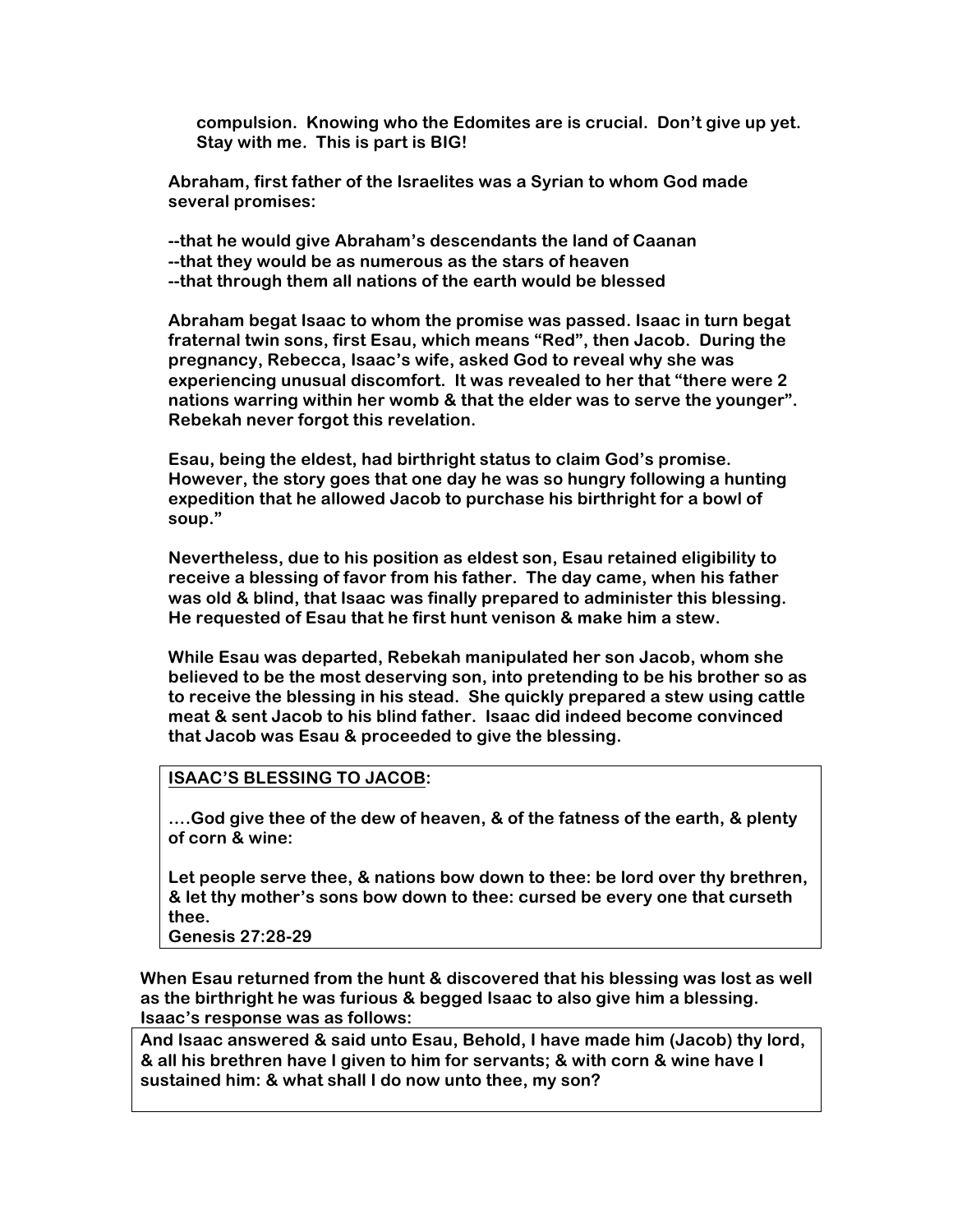**compulsion. Knowing who the Edomites are is crucial. Don't give up yet. Stay with me. This is part is BIG!**

**Abraham, first father of the Israelites was a Syrian to whom God made several promises:**

**--that he would give Abraham's descendants the land of Caanan**
**--that they would be as numerous as the stars of heaven**
**--that through them all nations of the earth would be blessed**

**Abraham begat Isaac to whom the promise was passed. Isaac in turn begat fraternal twin sons, first Esau, which means "Red", then Jacob. During the pregnancy, Rebecca, Isaac's wife, asked God to reveal why she was experiencing unusual discomfort. It was revealed to her that "there were 2 nations warring within her womb & that the elder was to serve the younger". Rebekah never forgot this revelation.**

**Esau, being the eldest, had birthright status to claim God's promise. However, the story goes that one day he was so hungry following a hunting expedition that he allowed Jacob to purchase his birthright for a bowl of soup."**

**Nevertheless, due to his position as eldest son, Esau retained eligibility to receive a blessing of favor from his father. The day came, when his father was old & blind, that Isaac was finally prepared to administer this blessing. He requested of Esau that he first hunt venison & make him a stew.**

**While Esau was departed, Rebekah manipulated her son Jacob, whom she believed to be the most deserving son, into pretending to be his brother so as to receive the blessing in his stead. She quickly prepared a stew using cattle meat & sent Jacob to his blind father. Isaac did indeed become convinced that Jacob was Esau & proceeded to give the blessing.**

> **<u>ISAAC'S BLESSING TO JACOB</u>:**
>
> **....God give thee of the dew of heaven, & of the fatness of the earth, & plenty of corn & wine:**
>
> **Let people serve thee, & nations bow down to thee: be lord over thy brethren, & let thy mother's sons bow down to thee: cursed be every one that curseth thee.**
> **Genesis 27:28-29**

**When Esau returned from the hunt & discovered that his blessing was lost as well as the birthright he was furious & begged Isaac to also give him a blessing. Isaac's response was as follows:**

> **And Isaac answered & said unto Esau, Behold, I have made him (Jacob) thy lord, & all his brethren have I given to him for servants; & with corn & wine have I sustained him: & what shall I do now unto thee, my son?**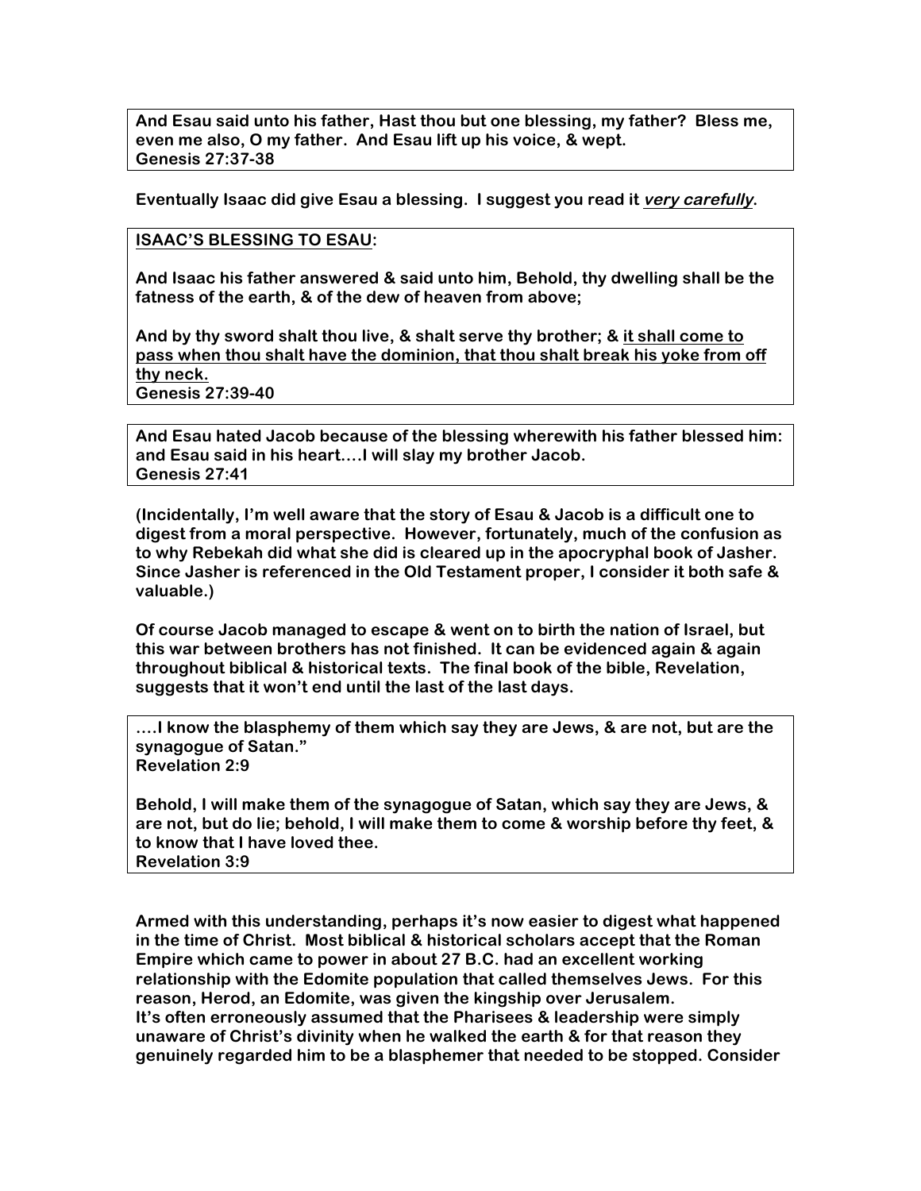**And Esau said unto his father, Hast thou but one blessing, my father? Bless me, even me also, O my father. And Esau lift up his voice, & wept.**
**Genesis 27:37-38**

**Eventually Isaac did give Esau a blessing. I suggest you read it *very carefully*.**

**ISAAC'S BLESSING TO ESAU:**

**And Isaac his father answered & said unto him, Behold, thy dwelling shall be the fatness of the earth, & of the dew of heaven from above;**

**And by thy sword shalt thou live, & shalt serve thy brother; & it shall come to pass when thou shalt have the dominion, that thou shalt break his yoke from off thy neck.**
**Genesis 27:39-40**

**And Esau hated Jacob because of the blessing wherewith his father blessed him: and Esau said in his heart....I will slay my brother Jacob.**
**Genesis 27:41**

**(Incidentally, I'm well aware that the story of Esau & Jacob is a difficult one to digest from a moral perspective. However, fortunately, much of the confusion as to why Rebekah did what she did is cleared up in the apocryphal book of Jasher. Since Jasher is referenced in the Old Testament proper, I consider it both safe & valuable.)**

**Of course Jacob managed to escape & went on to birth the nation of Israel, but this war between brothers has not finished. It can be evidenced again & again throughout biblical & historical texts. The final book of the bible, Revelation, suggests that it won't end until the last of the last days.**

**....I know the blasphemy of them which say they are Jews, & are not, but are the synagogue of Satan."**
**Revelation 2:9**

**Behold, I will make them of the synagogue of Satan, which say they are Jews, & are not, but do lie; behold, I will make them to come & worship before thy feet, & to know that I have loved thee.**
**Revelation 3:9**

**Armed with this understanding, perhaps it's now easier to digest what happened in the time of Christ. Most biblical & historical scholars accept that the Roman Empire which came to power in about 27 B.C. had an excellent working relationship with the Edomite population that called themselves Jews. For this reason, Herod, an Edomite, was given the kingship over Jerusalem.**
**It's often erroneously assumed that the Pharisees & leadership were simply unaware of Christ's divinity when he walked the earth & for that reason they genuinely regarded him to be a blasphemer that needed to be stopped. Consider**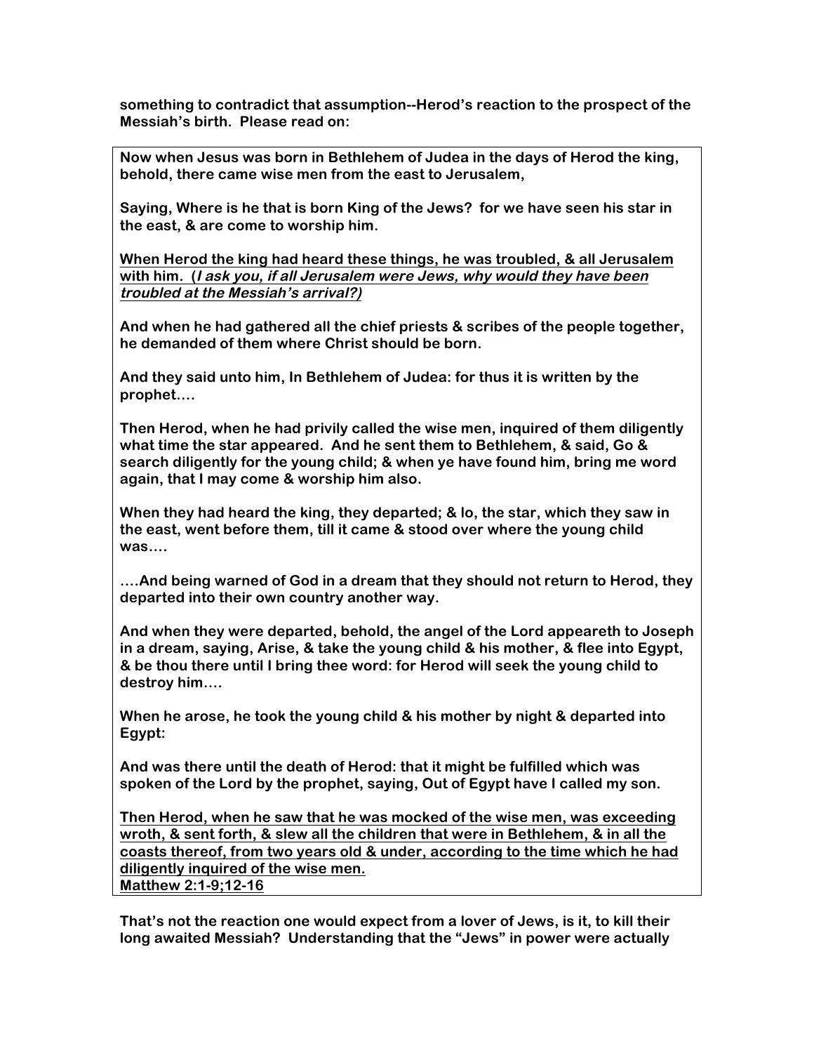**something to contradict that assumption--Herod's reaction to the prospect of the Messiah's birth. Please read on:**

> **Now when Jesus was born in Bethlehem of Judea in the days of Herod the king, behold, there came wise men from the east to Jerusalem,**
>
> **Saying, Where is he that is born King of the Jews? for we have seen his star in the east, & are come to worship him.**
>
> <u>**When Herod the king had heard these things, he was troubled, & all Jerusalem with him. (*I ask you, if all Jerusalem were Jews, why would they have been troubled at the Messiah's arrival?*)**</u>
>
> **And when he had gathered all the chief priests & scribes of the people together, he demanded of them where Christ should be born.**
>
> **And they said unto him, In Bethlehem of Judea: for thus it is written by the prophet….**
>
> **Then Herod, when he had privily called the wise men, inquired of them diligently what time the star appeared. And he sent them to Bethlehem, & said, Go & search diligently for the young child; & when ye have found him, bring me word again, that I may come & worship him also.**
>
> **When they had heard the king, they departed; & lo, the star, which they saw in the east, went before them, till it came & stood over where the young child was….**
>
> **….And being warned of God in a dream that they should not return to Herod, they departed into their own country another way.**
>
> **And when they were departed, behold, the angel of the Lord appeareth to Joseph in a dream, saying, Arise, & take the young child & his mother, & flee into Egypt, & be thou there until I bring thee word: for Herod will seek the young child to destroy him….**
>
> **When he arose, he took the young child & his mother by night & departed into Egypt:**
>
> **And was there until the death of Herod: that it might be fulfilled which was spoken of the Lord by the prophet, saying, Out of Egypt have I called my son.**
>
> <u>**Then Herod, when he saw that he was mocked of the wise men, was exceeding wroth, & sent forth, & slew all the children that were in Bethlehem, & in all the coasts thereof, from two years old & under, according to the time which he had diligently inquired of the wise men.**</u>
> <u>**Matthew 2:1-9;12-16**</u>

**That's not the reaction one would expect from a lover of Jews, is it, to kill their long awaited Messiah? Understanding that the "Jews" in power were actually**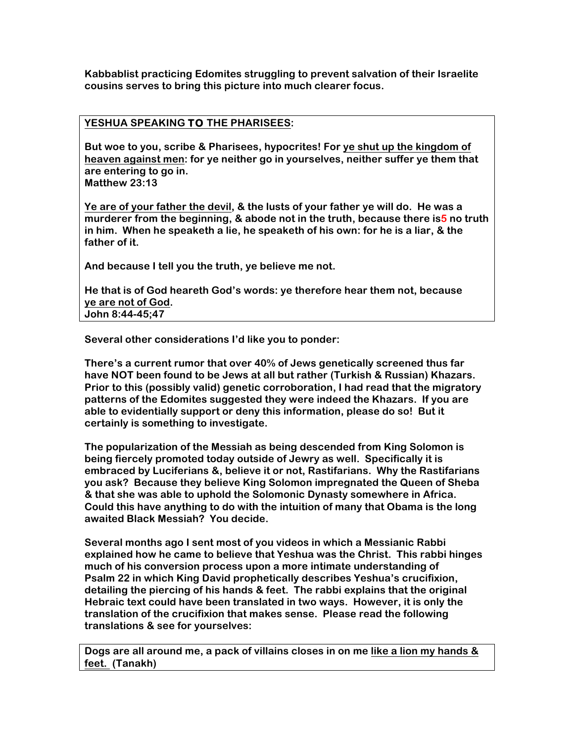**Kabbablist practicing Edomites struggling to prevent salvation of their Israelite cousins serves to bring this picture into much clearer focus.**

> **YESHUA SPEAKING TO THE PHARISEES:**
>
> **But woe to you, scribe & Pharisees, hypocrites! For ye shut up the kingdom of heaven against men: for ye neither go in yourselves, neither suffer ye them that are entering to go in.**
> **Matthew 23:13**
>
> **Ye are of your father the devil, & the lusts of your father ye will do. He was a murderer from the beginning, & abode not in the truth, because there is5 no truth in him. When he speaketh a lie, he speaketh of his own: for he is a liar, & the father of it.**
>
> **And because I tell you the truth, ye believe me not.**
>
> **He that is of God heareth God's words: ye therefore hear them not, because ye are not of God.**
> **John 8:44-45;47**

**Several other considerations I'd like you to ponder:**

**There's a current rumor that over 40% of Jews genetically screened thus far have NOT been found to be Jews at all but rather (Turkish & Russian) Khazars. Prior to this (possibly valid) genetic corroboration, I had read that the migratory patterns of the Edomites suggested they were indeed the Khazars. If you are able to evidentially support or deny this information, please do so! But it certainly is something to investigate.**

**The popularization of the Messiah as being descended from King Solomon is being fiercely promoted today outside of Jewry as well. Specifically it is embraced by Luciferians &, believe it or not, Rastifarians. Why the Rastifarians you ask? Because they believe King Solomon impregnated the Queen of Sheba & that she was able to uphold the Solomonic Dynasty somewhere in Africa. Could this have anything to do with the intuition of many that Obama is the long awaited Black Messiah? You decide.**

**Several months ago I sent most of you videos in which a Messianic Rabbi explained how he came to believe that Yeshua was the Christ. This rabbi hinges much of his conversion process upon a more intimate understanding of Psalm 22 in which King David prophetically describes Yeshua's crucifixion, detailing the piercing of his hands & feet. The rabbi explains that the original Hebraic text could have been translated in two ways. However, it is only the translation of the crucifixion that makes sense. Please read the following translations & see for yourselves:**

> **Dogs are all around me, a pack of villains closes in on me like a lion my hands & feet. (Tanakh)**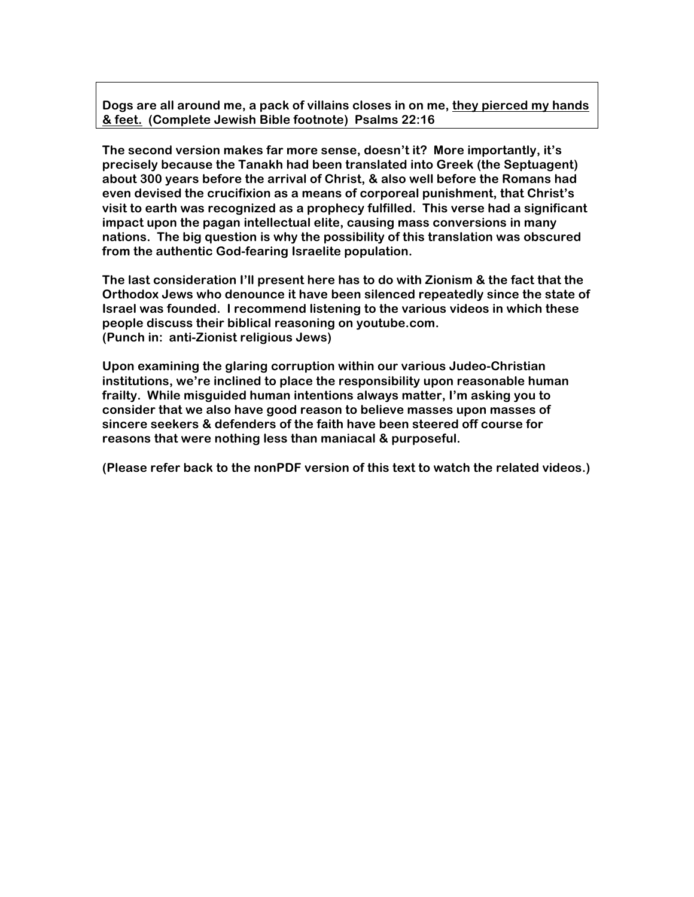**Dogs are all around me, a pack of villains closes in on me, <u>they pierced my hands & feet.</u> (Complete Jewish Bible footnote) Psalms 22:16**

**The second version makes far more sense, doesn't it? More importantly, it's precisely because the Tanakh had been translated into Greek (the Septuagent) about 300 years before the arrival of Christ, & also well before the Romans had even devised the crucifixion as a means of corporeal punishment, that Christ's visit to earth was recognized as a prophecy fulfilled. This verse had a significant impact upon the pagan intellectual elite, causing mass conversions in many nations. The big question is why the possibility of this translation was obscured from the authentic God-fearing Israelite population.**

**The last consideration I'll present here has to do with Zionism & the fact that the Orthodox Jews who denounce it have been silenced repeatedly since the state of Israel was founded. I recommend listening to the various videos in which these people discuss their biblical reasoning on youtube.com. (Punch in: anti-Zionist religious Jews)**

**Upon examining the glaring corruption within our various Judeo-Christian institutions, we're inclined to place the responsibility upon reasonable human frailty. While misguided human intentions always matter, I'm asking you to consider that we also have good reason to believe masses upon masses of sincere seekers & defenders of the faith have been steered off course for reasons that were nothing less than maniacal & purposeful.**

**(Please refer back to the nonPDF version of this text to watch the related videos.)**